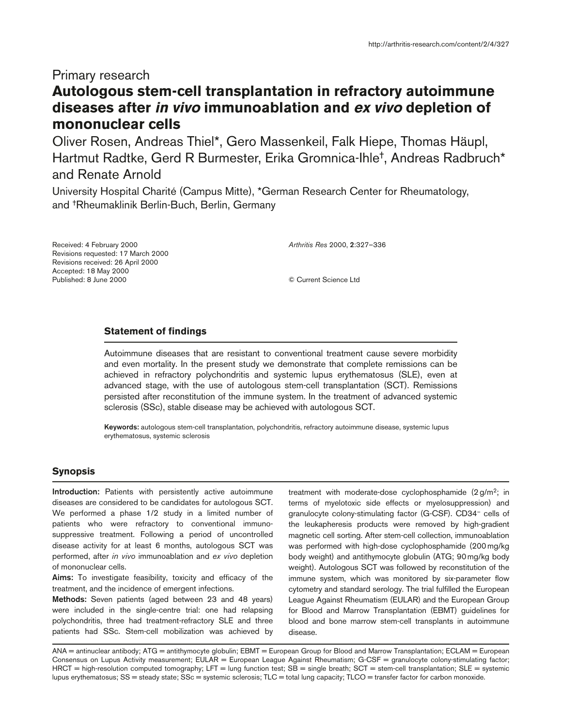Primary research

# Autologous stem-cell transplantation in refractory autoimmune diseases after *in vivo* immunoablation and *ex vivo* depletion of mononuclear cells

Oliver Rosen, Andreas Thiel*, Gero Massenkeil, Falk Hiepe, Thomas Häupl, Hartmut Radtke, Gerd R Burmester, Erika Gromnica-Ihle†, Andreas Radbruch* and Renate Arnold

University Hospital Charité (Campus Mitte), *German Research Center for Rheumatology, and †Rheumaklinik Berlin-Buch, Berlin, Germany

Received: 4 February 2000
Revisions requested: 17 March 2000
Revisions received: 26 April 2000
Accepted: 18 May 2000
Published: 8 June 2000

*Arthritis Res* 2000, **2**:327–336

© Current Science Ltd

## Statement of findings

Autoimmune diseases that are resistant to conventional treatment cause severe morbidity and even mortality. In the present study we demonstrate that complete remissions can be achieved in refractory polychondritis and systemic lupus erythematosus (SLE), even at advanced stage, with the use of autologous stem-cell transplantation (SCT). Remissions persisted after reconstitution of the immune system. In the treatment of advanced systemic sclerosis (SSc), stable disease may be achieved with autologous SCT.

**Keywords:** autologous stem-cell transplantation, polychondritis, refractory autoimmune disease, systemic lupus erythematosus, systemic sclerosis

## Synopsis

**Introduction:** Patients with persistently active autoimmune diseases are considered to be candidates for autologous SCT. We performed a phase 1/2 study in a limited number of patients who were refractory to conventional immunosuppressive treatment. Following a period of uncontrolled disease activity for at least 6 months, autologous SCT was performed, after *in vivo* immunoablation and *ex vivo* depletion of mononuclear cells.

**Aims:** To investigate feasibility, toxicity and efficacy of the treatment, and the incidence of emergent infections.

**Methods:** Seven patients (aged between 23 and 48 years) were included in the single-centre trial: one had relapsing polychondritis, three had treatment-refractory SLE and three patients had SSc. Stem-cell mobilization was achieved by treatment with moderate-dose cyclophosphamide (2 g/m$^2$; in terms of myelotoxic side effects or myelosuppression) and granulocyte colony-stimulating factor (G-CSF). CD34$^-$ cells of the leukapheresis products were removed by high-gradient magnetic cell sorting. After stem-cell collection, immunoablation was performed with high-dose cyclophosphamide (200 mg/kg body weight) and antithymocyte globulin (ATG; 90 mg/kg body weight). Autologous SCT was followed by reconstitution of the immune system, which was monitored by six-parameter flow cytometry and standard serology. The trial fulfilled the European League Against Rheumatism (EULAR) and the European Group for Blood and Marrow Transplantation (EBMT) guidelines for blood and bone marrow stem-cell transplants in autoimmune disease.

ANA = antinuclear antibody; ATG = antithymocyte globulin; EBMT = European Group for Blood and Marrow Transplantation; ECLAM = European Consensus on Lupus Activity measurement; EULAR = European League Against Rheumatism; G-CSF = granulocyte colony-stimulating factor; HRCT = high-resolution computed tomography; LFT = lung function test; SB = single breath; SCT = stem-cell transplantation; SLE = systemic lupus erythematosus; SS = steady state; SSc = systemic sclerosis; TLC = total lung capacity; TLCO = transfer factor for carbon monoxide.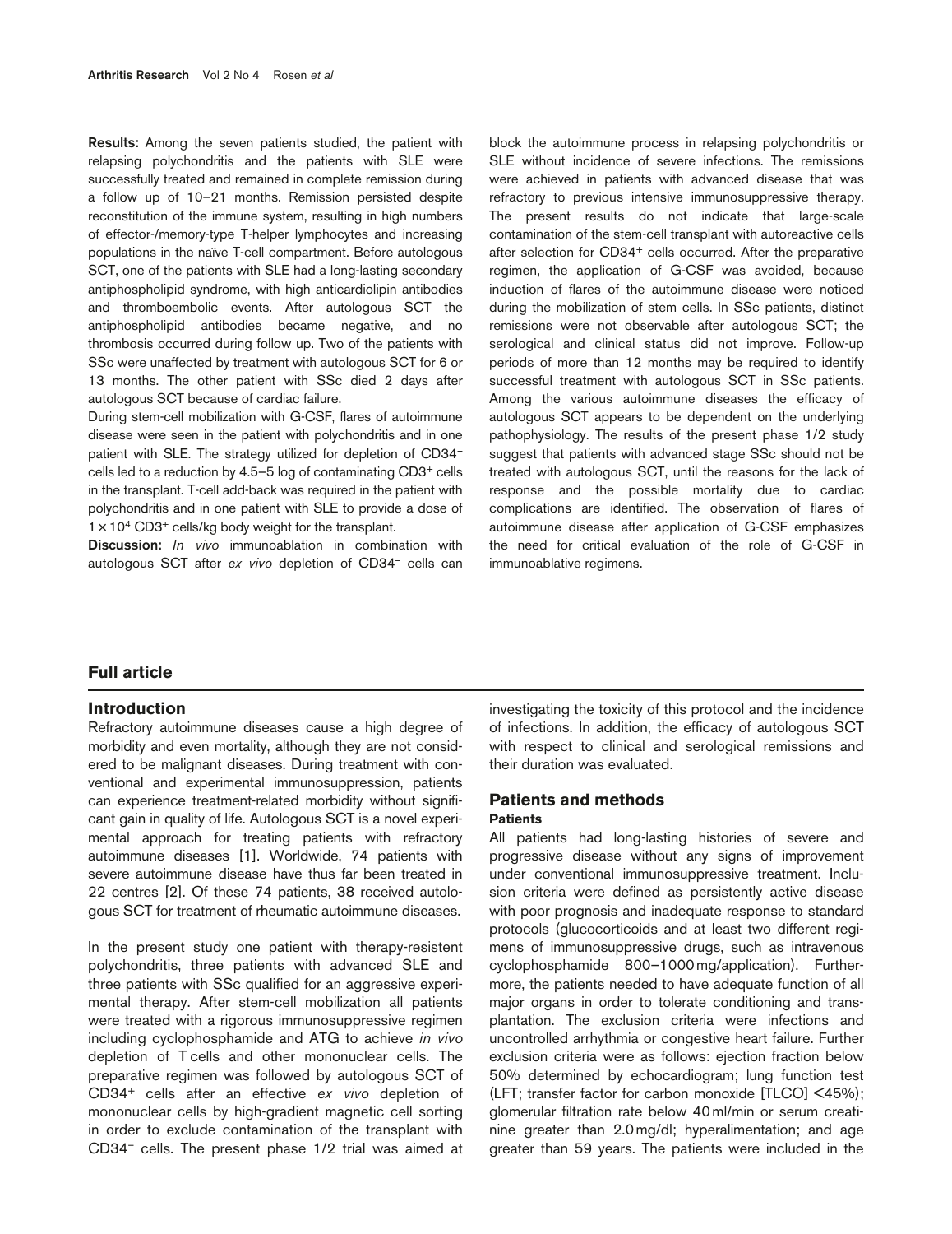**Results:** Among the seven patients studied, the patient with relapsing polychondritis and the patients with SLE were successfully treated and remained in complete remission during a follow up of 10–21 months. Remission persisted despite reconstitution of the immune system, resulting in high numbers of effector-/memory-type T-helper lymphocytes and increasing populations in the naïve T-cell compartment. Before autologous SCT, one of the patients with SLE had a long-lasting secondary antiphospholipid syndrome, with high anticardiolipin antibodies and thromboembolic events. After autologous SCT the antiphospholipid antibodies became negative, and no thrombosis occurred during follow up. Two of the patients with SSc were unaffected by treatment with autologous SCT for 6 or 13 months. The other patient with SSc died 2 days after autologous SCT because of cardiac failure.

During stem-cell mobilization with G-CSF, flares of autoimmune disease were seen in the patient with polychondritis and in one patient with SLE. The strategy utilized for depletion of $CD34^-$ cells led to a reduction by 4.5–5 log of contaminating $CD3^+$ cells in the transplant. T-cell add-back was required in the patient with polychondritis and in one patient with SLE to provide a dose of $1 \times 10^4$ $CD3^+$ cells/kg body weight for the transplant.

**Discussion:** *In vivo* immunoablation in combination with autologous SCT after *ex vivo* depletion of $CD34^-$ cells can block the autoimmune process in relapsing polychondritis or SLE without incidence of severe infections. The remissions were achieved in patients with advanced disease that was refractory to previous intensive immunosuppressive therapy. The present results do not indicate that large-scale contamination of the stem-cell transplant with autoreactive cells after selection for $CD34^+$ cells occurred. After the preparative regimen, the application of G-CSF was avoided, because induction of flares of the autoimmune disease were noticed during the mobilization of stem cells. In SSc patients, distinct remissions were not observable after autologous SCT; the serological and clinical status did not improve. Follow-up periods of more than 12 months may be required to identify successful treatment with autologous SCT in SSc patients. Among the various autoimmune diseases the efficacy of autologous SCT appears to be dependent on the underlying pathophysiology. The results of the present phase 1/2 study suggest that patients with advanced stage SSc should not be treated with autologous SCT, until the reasons for the lack of response and the possible mortality due to cardiac complications are identified. The observation of flares of autoimmune disease after application of G-CSF emphasizes the need for critical evaluation of the role of G-CSF in immunoablative regimens.

## Full article

### Introduction

Refractory autoimmune diseases cause a high degree of morbidity and even mortality, although they are not considered to be malignant diseases. During treatment with conventional and experimental immunosuppression, patients can experience treatment-related morbidity without significant gain in quality of life. Autologous SCT is a novel experimental approach for treating patients with refractory autoimmune diseases [1]. Worldwide, 74 patients with severe autoimmune disease have thus far been treated in 22 centres [2]. Of these 74 patients, 38 received autologous SCT for treatment of rheumatic autoimmune diseases.

In the present study one patient with therapy-resistent polychondritis, three patients with advanced SLE and three patients with SSc qualified for an aggressive experimental therapy. After stem-cell mobilization all patients were treated with a rigorous immunosuppressive regimen including cyclophosphamide and ATG to achieve *in vivo* depletion of T cells and other mononuclear cells. The preparative regimen was followed by autologous SCT of $CD34^+$ cells after an effective *ex vivo* depletion of mononuclear cells by high-gradient magnetic cell sorting in order to exclude contamination of the transplant with $CD34^-$ cells. The present phase 1/2 trial was aimed at investigating the toxicity of this protocol and the incidence of infections. In addition, the efficacy of autologous SCT with respect to clinical and serological remissions and their duration was evaluated.

### Patients and methods

#### Patients

All patients had long-lasting histories of severe and progressive disease without any signs of improvement under conventional immunosuppressive treatment. Inclusion criteria were defined as persistently active disease with poor prognosis and inadequate response to standard protocols (glucocorticoids and at least two different regimens of immunosuppressive drugs, such as intravenous cyclophosphamide 800–1000 mg/application). Furthermore, the patients needed to have adequate function of all major organs in order to tolerate conditioning and transplantation. The exclusion criteria were infections and uncontrolled arrhythmia or congestive heart failure. Further exclusion criteria were as follows: ejection fraction below 50% determined by echocardiogram; lung function test (LFT; transfer factor for carbon monoxide [TLCO] <45%); glomerular filtration rate below 40 ml/min or serum creatinine greater than 2.0 mg/dl; hyperalimentation; and age greater than 59 years. The patients were included in the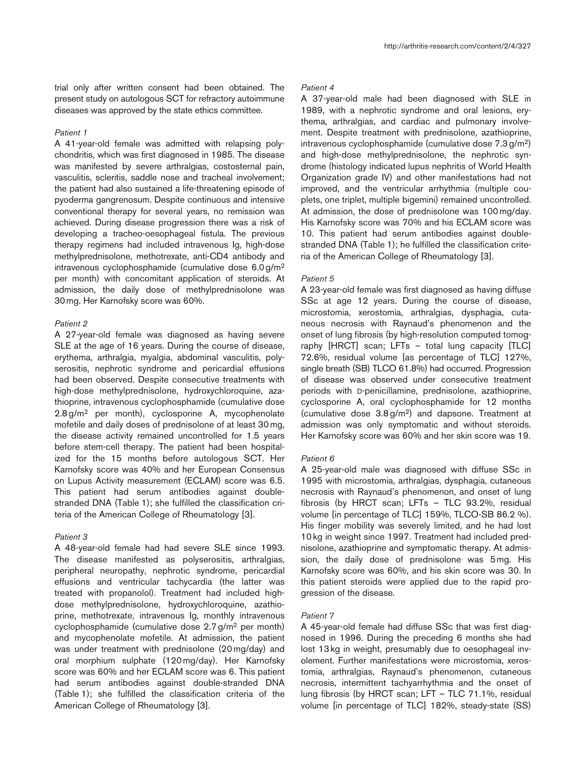trial only after written consent had been obtained. The present study on autologous SCT for refractory autoimmune diseases was approved by the state ethics committee.

*Patient 1*

A 41-year-old female was admitted with relapsing polychondritis, which was first diagnosed in 1985. The disease was manifested by severe arthralgias, costosternal pain, vasculitis, scleritis, saddle nose and tracheal involvement; the patient had also sustained a life-threatening episode of pyoderma gangrenosum. Despite continuous and intensive conventional therapy for several years, no remission was achieved. During disease progression there was a risk of developing a tracheo-oesophageal fistula. The previous therapy regimens had included intravenous Ig, high-dose methylprednisolone, methotrexate, anti-CD4 antibody and intravenous cyclophosphamide (cumulative dose 6.0 g/m$^2$ per month) with concomitant application of steroids. At admission, the daily dose of methylprednisolone was 30 mg. Her Karnofsky score was 60%.

*Patient 2*

A 27-year-old female was diagnosed as having severe SLE at the age of 16 years. During the course of disease, erythema, arthralgia, myalgia, abdominal vasculitis, polyserositis, nephrotic syndrome and pericardial effusions had been observed. Despite consecutive treatments with high-dose methylprednisolone, hydroxychloroquine, azathioprine, intravenous cyclophosphamide (cumulative dose 2.8 g/m$^2$ per month), cyclosporine A, mycophenolate mofetile and daily doses of prednisolone of at least 30 mg, the disease activity remained uncontrolled for 1.5 years before stem-cell therapy. The patient had been hospitalized for the 15 months before autologous SCT. Her Karnofsky score was 40% and her European Consensus on Lupus Activity measurement (ECLAM) score was 6.5. This patient had serum antibodies against double-stranded DNA (Table 1); she fulfilled the classification criteria of the American College of Rheumatology [3].

*Patient 3*

A 48-year-old female had had severe SLE since 1993. The disease manifested as polyserositis, arthralgias, peripheral neuropathy, nephrotic syndrome, pericardial effusions and ventricular tachycardia (the latter was treated with propanolol). Treatment had included high-dose methylprednisolone, hydroxychloroquine, azathioprine, methotrexate, intravenous Ig, monthly intravenous cyclophosphamide (cumulative dose 2.7 g/m$^2$ per month) and mycophenolate mofetile. At admission, the patient was under treatment with prednisolone (20 mg/day) and oral morphium sulphate (120 mg/day). Her Karnofsky score was 60% and her ECLAM score was 6. This patient had serum antibodies against double-stranded DNA (Table 1); she fulfilled the classification criteria of the American College of Rheumatology [3].

*Patient 4*

A 37-year-old male had been diagnosed with SLE in 1989, with a nephrotic syndrome and oral lesions, erythema, arthralgias, and cardiac and pulmonary involvement. Despite treatment with prednisolone, azathioprine, intravenous cyclophosphamide (cumulative dose 7.3 g/m$^2$) and high-dose methylprednisolone, the nephrotic syndrome (histology indicated lupus nephritis of World Health Organization grade IV) and other manifestations had not improved, and the ventricular arrhythmia (multiple couplets, one triplet, multiple bigemini) remained uncontrolled. At admission, the dose of prednisolone was 100 mg/day. His Karnofsky score was 70% and his ECLAM score was 10. This patient had serum antibodies against double-stranded DNA (Table 1); he fulfilled the classification criteria of the American College of Rheumatology [3].

*Patient 5*

A 23-year-old female was first diagnosed as having diffuse SSc at age 12 years. During the course of disease, microstomia, xerostomia, arthralgias, dysphagia, cutaneous necrosis with Raynaud's phenomenon and the onset of lung fibrosis (by high-resolution computed tomography [HRCT] scan; LFTs – total lung capacity [TLC] 72.6%, residual volume [as percentage of TLC] 127%, single breath (SB) TLCO 61.8%) had occurred. Progression of disease was observed under consecutive treatment periods with D-penicillamine, prednisolone, azathioprine, cyclosporine A, oral cyclophosphamide for 12 months (cumulative dose 3.8 g/m$^2$) and dapsone. Treatment at admission was only symptomatic and without steroids. Her Karnofsky score was 60% and her skin score was 19.

*Patient 6*

A 25-year-old male was diagnosed with diffuse SSc in 1995 with microstomia, arthralgias, dysphagia, cutaneous necrosis with Raynaud's phenomenon, and onset of lung fibrosis (by HRCT scan; LFTs – TLC 93.2%, residual volume [in percentage of TLC] 159%, TLCO-SB 86.2 %). His finger mobility was severely limited, and he had lost 10 kg in weight since 1997. Treatment had included prednisolone, azathioprine and symptomatic therapy. At admission, the daily dose of prednisolone was 5 mg. His Karnofsky score was 60%, and his skin score was 30. In this patient steroids were applied due to the rapid progression of the disease.

*Patient 7*

A 45-year-old female had diffuse SSc that was first diagnosed in 1996. During the preceding 6 months she had lost 13 kg in weight, presumably due to oesophageal involement. Further manifestations were microstomia, xerostomia, arthralgias, Raynaud's phenomenon, cutaneous necrosis, intermittent tachyarrhythmia and the onset of lung fibrosis (by HRCT scan; LFT – TLC 71.1%, residual volume [in percentage of TLC] 182%, steady-state (SS)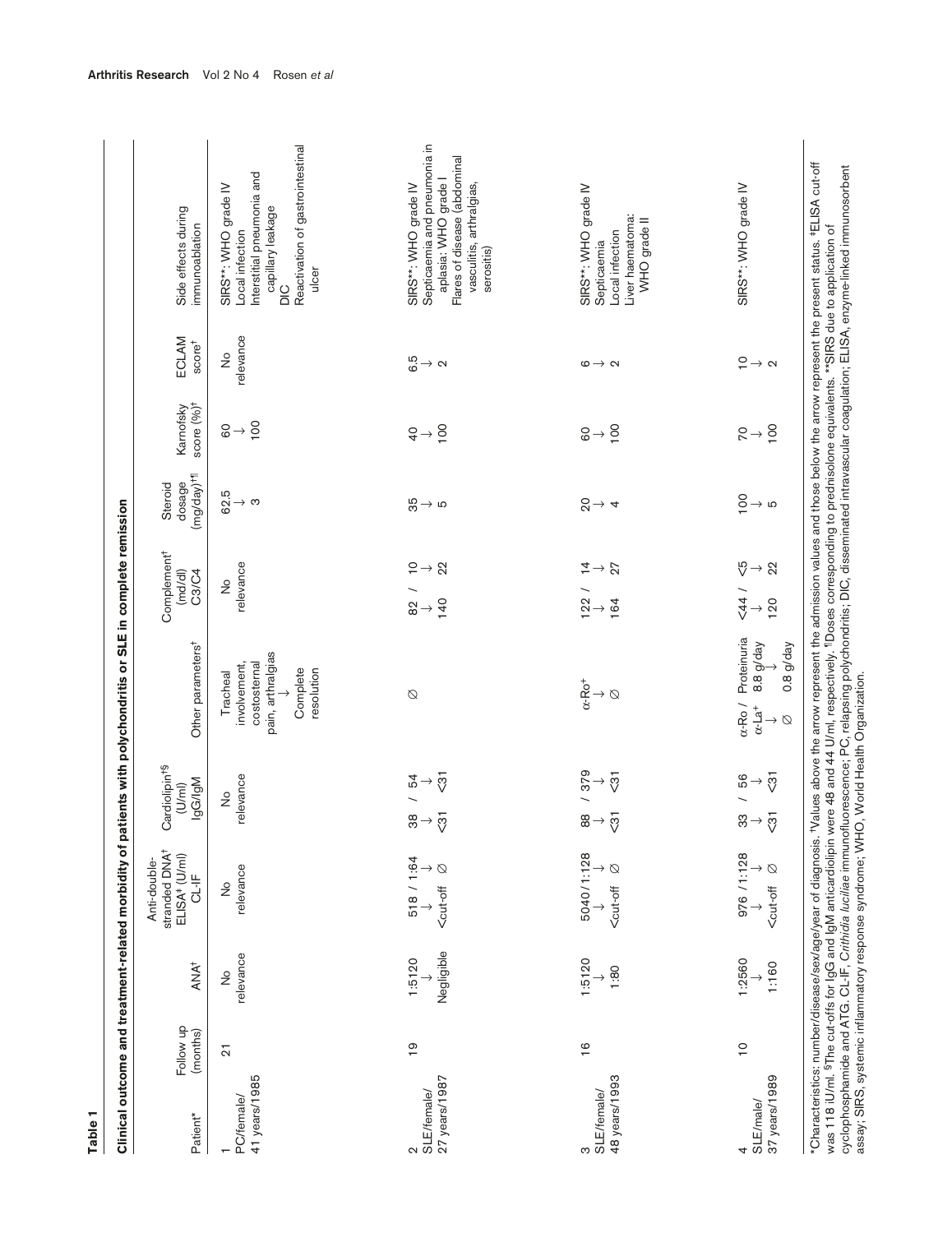**Table 1**

**Clinical outcome and treatment-related morbidity of patients with polychondritis or SLE in complete remission**

| Patient* | Follow up (months) | ANA† | Anti-double-stranded DNA† ELISA‡ (U/ml) CL-IF | Cardiolipin†§ (U/ml) IgG/IgM | Other parameters† | Complement† (md/dl) C3/C4 | Steroid dosage (mg/day)†¶ | Karnofsky score (%)† | ECLAM score† | Side effects during immunoablation |
|---|---|---|---|---|---|---|---|---|---|---|
| 1 PC/female/ 41 years/1985 | 21 | No relevance | No relevance | No relevance | Tracheal involvement, costosternal pain, arthralgias → Complete resolution | No relevance | 62.5 → 3 | 60 → 100 | No relevance | SIRS**: WHO grade IV; Local infection; Interstitial pneumonia and capillary leakage; DIC; Reactivation of gastrointestinal ulcer |
| 2 SLE/female/ 27 years/1987 | 19 | 1:5120 → Negligible | 518 / 1:64 → <cut-off ∅ | 38 / 54 → <31 <31 | ∅ | 82 / 10 → 140 22 | 35 → 5 | 40 → 100 | 6.5 → 2 | SIRS**: WHO grade IV; Septicaemia and pneumonia in aplasia: WHO grade I; Flares of disease (abdominal vasculitis, arthralgias, serositis) |
| 3 SLE/female/ 48 years/1993 | 16 | 1:5120 → 1:80 | 5040 / 1:128 → <cut-off ∅ | 88 / 379 → <31 <31 | α-Ro+ → ∅ | 122 / 14 → 164 27 | 20 → 4 | 60 → 100 | 6 → 2 | SIRS**: WHO grade IV; Septicaemia; Local infection; Liver haematoma: WHO grade II |
| 4 SLE/male/ 37 years/1989 | 10 | 1:2560 → 1:160 | 976 / 1:128 → <cut-off ∅ | 33 / 56 → <31 <31 | α-Ro / α-La+ → ∅; Proteinuria 8.8 g/day → 0.8 g/day | <44 / <5 → 120 22 | 100 → 5 | 70 → 100 | 10 → 2 | SIRS**: WHO grade IV |

*Characteristics: number/disease/sex/age/year of diagnosis. †Values above the arrow represent the admission values and those below the arrow represent the present status. ‡ELISA cut-off was 118 IU/ml. §The cut-offs for IgG and IgM anticardiolipin were 48 and 44 U/ml, respectively. ¶Doses corresponding to prednisolone equivalents. **SIRS due to application of cyclophosphamide and ATG. CL-IF, *Crithidia luciliae* immunofluorescence; PC, relapsing polychondritis; DIC, disseminated intravascular coagulation; ELISA, enzyme-linked immunosorbent assay; SIRS, systemic inflammatory response syndrome; WHO, World Health Organization.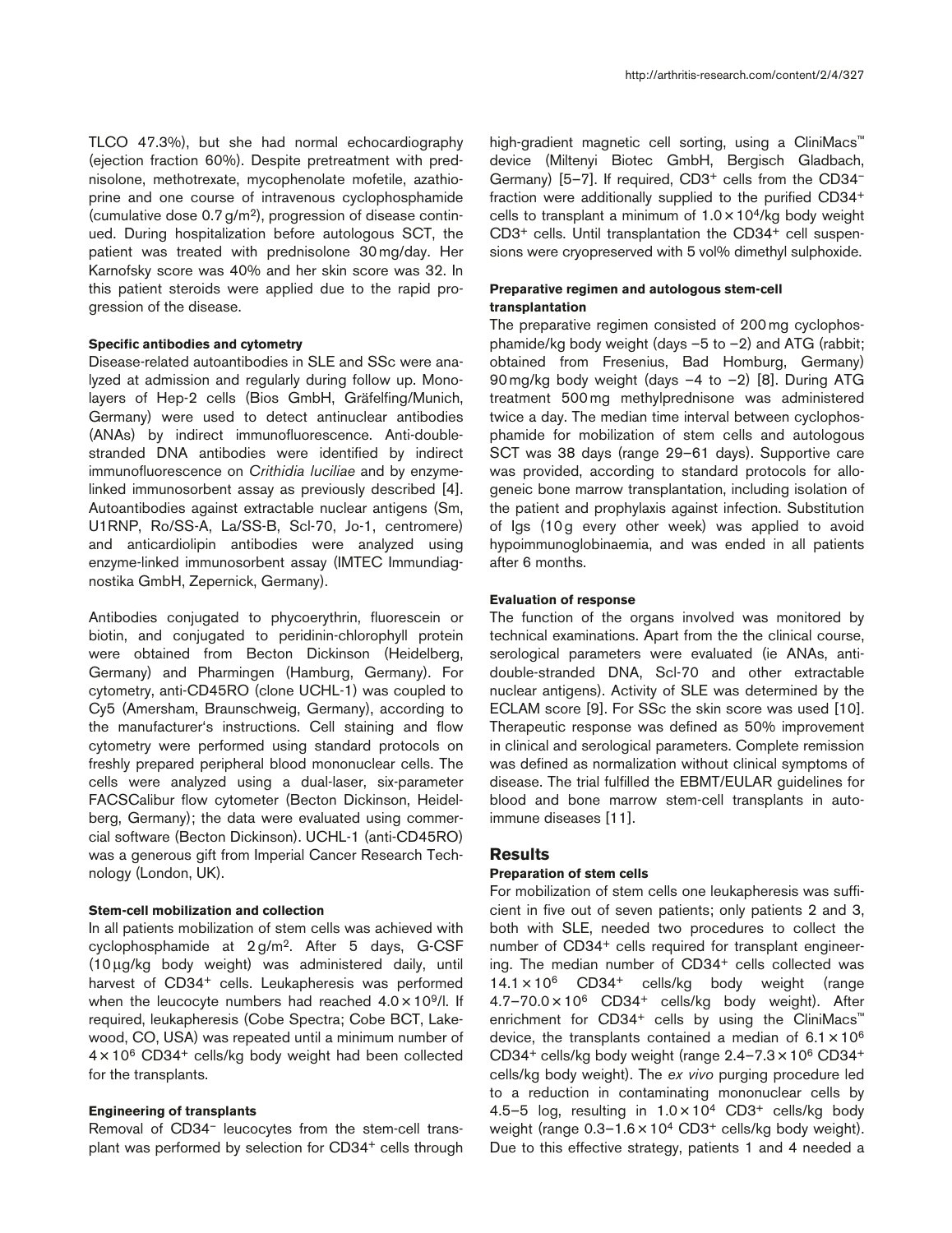TLCO 47.3%), but she had normal echocardiography (ejection fraction 60%). Despite pretreatment with prednisolone, methotrexate, mycophenolate mofetile, azathioprine and one course of intravenous cyclophosphamide (cumulative dose 0.7 g/m$^2$), progression of disease continued. During hospitalization before autologous SCT, the patient was treated with prednisolone 30 mg/day. Her Karnofsky score was 40% and her skin score was 32. In this patient steroids were applied due to the rapid progression of the disease.

#### Specific antibodies and cytometry

Disease-related autoantibodies in SLE and SSc were analyzed at admission and regularly during follow up. Monolayers of Hep-2 cells (Bios GmbH, Gräfelfing/Munich, Germany) were used to detect antinuclear antibodies (ANAs) by indirect immunofluorescence. Anti-double-stranded DNA antibodies were identified by indirect immunofluorescence on *Crithidia luciliae* and by enzyme-linked immunosorbent assay as previously described [4]. Autoantibodies against extractable nuclear antigens (Sm, U1RNP, Ro/SS-A, La/SS-B, Scl-70, Jo-1, centromere) and anticardiolipin antibodies were analyzed using enzyme-linked immunosorbent assay (IMTEC Immundiagnostika GmbH, Zepernick, Germany).

Antibodies conjugated to phycoerythrin, fluorescein or biotin, and conjugated to peridinin-chlorophyll protein were obtained from Becton Dickinson (Heidelberg, Germany) and Pharmingen (Hamburg, Germany). For cytometry, anti-CD45RO (clone UCHL-1) was coupled to Cy5 (Amersham, Braunschweig, Germany), according to the manufacturer's instructions. Cell staining and flow cytometry were performed using standard protocols on freshly prepared peripheral blood mononuclear cells. The cells were analyzed using a dual-laser, six-parameter FACSCalibur flow cytometer (Becton Dickinson, Heidelberg, Germany); the data were evaluated using commercial software (Becton Dickinson). UCHL-1 (anti-CD45RO) was a generous gift from Imperial Cancer Research Technology (London, UK).

#### Stem-cell mobilization and collection

In all patients mobilization of stem cells was achieved with cyclophosphamide at 2 g/m$^2$. After 5 days, G-CSF (10 µg/kg body weight) was administered daily, until harvest of CD34$^+$ cells. Leukapheresis was performed when the leucocyte numbers had reached $4.0 \times 10^9$/l. If required, leukapheresis (Cobe Spectra; Cobe BCT, Lakewood, CO, USA) was repeated until a minimum number of $4 \times 10^6$ CD34$^+$ cells/kg body weight had been collected for the transplants.

#### Engineering of transplants

Removal of CD34$^-$ leucocytes from the stem-cell transplant was performed by selection for CD34$^+$ cells through high-gradient magnetic cell sorting, using a CliniMacs™ device (Miltenyi Biotec GmbH, Bergisch Gladbach, Germany) [5–7]. If required, CD3$^+$ cells from the CD34$^-$ fraction were additionally supplied to the purified CD34$^+$ cells to transplant a minimum of $1.0 \times 10^4$/kg body weight CD3$^+$ cells. Until transplantation the CD34$^+$ cell suspensions were cryopreserved with 5 vol% dimethyl sulphoxide.

#### Preparative regimen and autologous stem-cell transplantation

The preparative regimen consisted of 200 mg cyclophosphamide/kg body weight (days –5 to –2) and ATG (rabbit; obtained from Fresenius, Bad Homburg, Germany) 90 mg/kg body weight (days –4 to –2) [8]. During ATG treatment 500 mg methylprednisone was administered twice a day. The median time interval between cyclophosphamide for mobilization of stem cells and autologous SCT was 38 days (range 29–61 days). Supportive care was provided, according to standard protocols for allogeneic bone marrow transplantation, including isolation of the patient and prophylaxis against infection. Substitution of Igs (10 g every other week) was applied to avoid hypoimmunoglobinaemia, and was ended in all patients after 6 months.

#### Evaluation of response

The function of the organs involved was monitored by technical examinations. Apart from the the clinical course, serological parameters were evaluated (ie ANAs, anti-double-stranded DNA, Scl-70 and other extractable nuclear antigens). Activity of SLE was determined by the ECLAM score [9]. For SSc the skin score was used [10]. Therapeutic response was defined as 50% improvement in clinical and serological parameters. Complete remission was defined as normalization without clinical symptoms of disease. The trial fulfilled the EBMT/EULAR guidelines for blood and bone marrow stem-cell transplants in autoimmune diseases [11].

## Results

#### Preparation of stem cells

For mobilization of stem cells one leukapheresis was sufficient in five out of seven patients; only patients 2 and 3, both with SLE, needed two procedures to collect the number of CD34$^+$ cells required for transplant engineering. The median number of CD34$^+$ cells collected was $14.1 \times 10^6$ CD34$^+$ cells/kg body weight (range $4.7–70.0 \times 10^6$ CD34$^+$ cells/kg body weight). After enrichment for CD34$^+$ cells by using the CliniMacs™ device, the transplants contained a median of $6.1 \times 10^6$ CD34$^+$ cells/kg body weight (range $2.4–7.3 \times 10^6$ CD34$^+$ cells/kg body weight). The *ex vivo* purging procedure led to a reduction in contaminating mononuclear cells by 4.5–5 log, resulting in $1.0 \times 10^4$ CD3$^+$ cells/kg body weight (range $0.3–1.6 \times 10^4$ CD3$^+$ cells/kg body weight). Due to this effective strategy, patients 1 and 4 needed a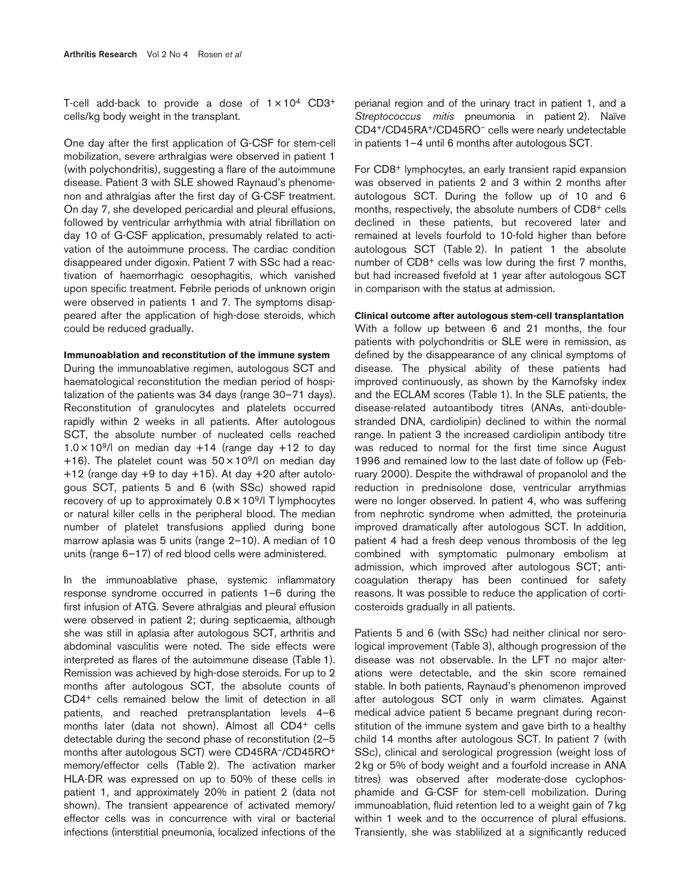T-cell add-back to provide a dose of $1 \times 10^4$ CD3+ cells/kg body weight in the transplant.

One day after the first application of G-CSF for stem-cell mobilization, severe arthralgias were observed in patient 1 (with polychondritis), suggesting a flare of the autoimmune disease. Patient 3 with SLE showed Raynaud's phenomenon and athralgias after the first day of G-CSF treatment. On day 7, she developed pericardial and pleural effusions, followed by ventricular arrhythmia with atrial fibrillation on day 10 of G-CSF application, presumably related to activation of the autoimmune process. The cardiac condition disappeared under digoxin. Patient 7 with SSc had a reactivation of haemorrhagic oesophagitis, which vanished upon specific treatment. Febrile periods of unknown origin were observed in patients 1 and 7. The symptoms disappeared after the application of high-dose steroids, which could be reduced gradually.

**Immunoablation and reconstitution of the immune system**

During the immunoablative regimen, autologous SCT and haematological reconstitution the median period of hospitalization of the patients was 34 days (range 30–71 days). Reconstitution of granulocytes and platelets occurred rapidly within 2 weeks in all patients. After autologous SCT, the absolute number of nucleated cells reached $1.0 \times 10^9$/l on median day +14 (range day +12 to day +16). The platelet count was $50 \times 10^9$/l on median day +12 (range day +9 to day +15). At day +20 after autologous SCT, patients 5 and 6 (with SSc) showed rapid recovery of up to approximately $0.8 \times 10^9$/l T lymphocytes or natural killer cells in the peripheral blood. The median number of platelet transfusions applied during bone marrow aplasia was 5 units (range 2–10). A median of 10 units (range 6–17) of red blood cells were administered.

In the immunoablative phase, systemic inflammatory response syndrome occurred in patients 1–6 during the first infusion of ATG. Severe athralgias and pleural effusion were observed in patient 2; during septicaemia, although she was still in aplasia after autologous SCT, arthritis and abdominal vasculitis were noted. The side effects were interpreted as flares of the autoimmune disease (Table 1). Remission was achieved by high-dose steroids. For up to 2 months after autologous SCT, the absolute counts of CD4+ cells remained below the limit of detection in all patients, and reached pretransplantation levels 4–6 months later (data not shown). Almost all CD4+ cells detectable during the second phase of reconstitution (2–5 months after autologous SCT) were CD45RA–/CD45RO+ memory/effector cells (Table 2). The activation marker HLA-DR was expressed on up to 50% of these cells in patient 1, and approximately 20% in patient 2 (data not shown). The transient appearence of activated memory/effector cells was in concurrence with viral or bacterial infections (interstitial pneumonia, localized infections of the perianal region and of the urinary tract in patient 1, and a *Streptococcus mitis* pneumonia in patient 2). Naïve CD4+/CD45RA+/CD45RO– cells were nearly undetectable in patients 1–4 until 6 months after autologous SCT.

For CD8+ lymphocytes, an early transient rapid expansion was observed in patients 2 and 3 within 2 months after autologous SCT. During the follow up of 10 and 6 months, respectively, the absolute numbers of CD8+ cells declined in these patients, but recovered later and remained at levels fourfold to 10-fold higher than before autologous SCT (Table 2). In patient 1 the absolute number of CD8+ cells was low during the first 7 months, but had increased fivefold at 1 year after autologous SCT in comparison with the status at admission.

**Clinical outcome after autologous stem-cell transplantation**

With a follow up between 6 and 21 months, the four patients with polychondritis or SLE were in remission, as defined by the disappearance of any clinical symptoms of disease. The physical ability of these patients had improved continuously, as shown by the Karnofsky index and the ECLAM scores (Table 1). In the SLE patients, the disease-related autoantibody titres (ANAs, anti-double-stranded DNA, cardiolipin) declined to within the normal range. In patient 3 the increased cardiolipin antibody titre was reduced to normal for the first time since August 1996 and remained low to the last date of follow up (February 2000). Despite the withdrawal of propanolol and the reduction in prednisolone dose, ventricular arrythmias were no longer observed. In patient 4, who was suffering from nephrotic syndrome when admitted, the proteinuria improved dramatically after autologous SCT. In addition, patient 4 had a fresh deep venous thrombosis of the leg combined with symptomatic pulmonary embolism at admission, which improved after autologous SCT; anticoagulation therapy has been continued for safety reasons. It was possible to reduce the application of corticosteroids gradually in all patients.

Patients 5 and 6 (with SSc) had neither clinical nor serological improvement (Table 3), although progression of the disease was not observable. In the LFT no major alterations were detectable, and the skin score remained stable. In both patients, Raynaud's phenomenon improved after autologous SCT only in warm climates. Against medical advice patient 5 became pregnant during reconstitution of the immune system and gave birth to a healthy child 14 months after autologous SCT. In patient 7 (with SSc), clinical and serological progression (weight loss of 2 kg or 5% of body weight and a fourfold increase in ANA titres) was observed after moderate-dose cyclophosphamide and G-CSF for stem-cell mobilization. During immunoablation, fluid retention led to a weight gain of 7 kg within 1 week and to the occurrence of plural effusions. Transiently, she was stablilized at a significantly reduced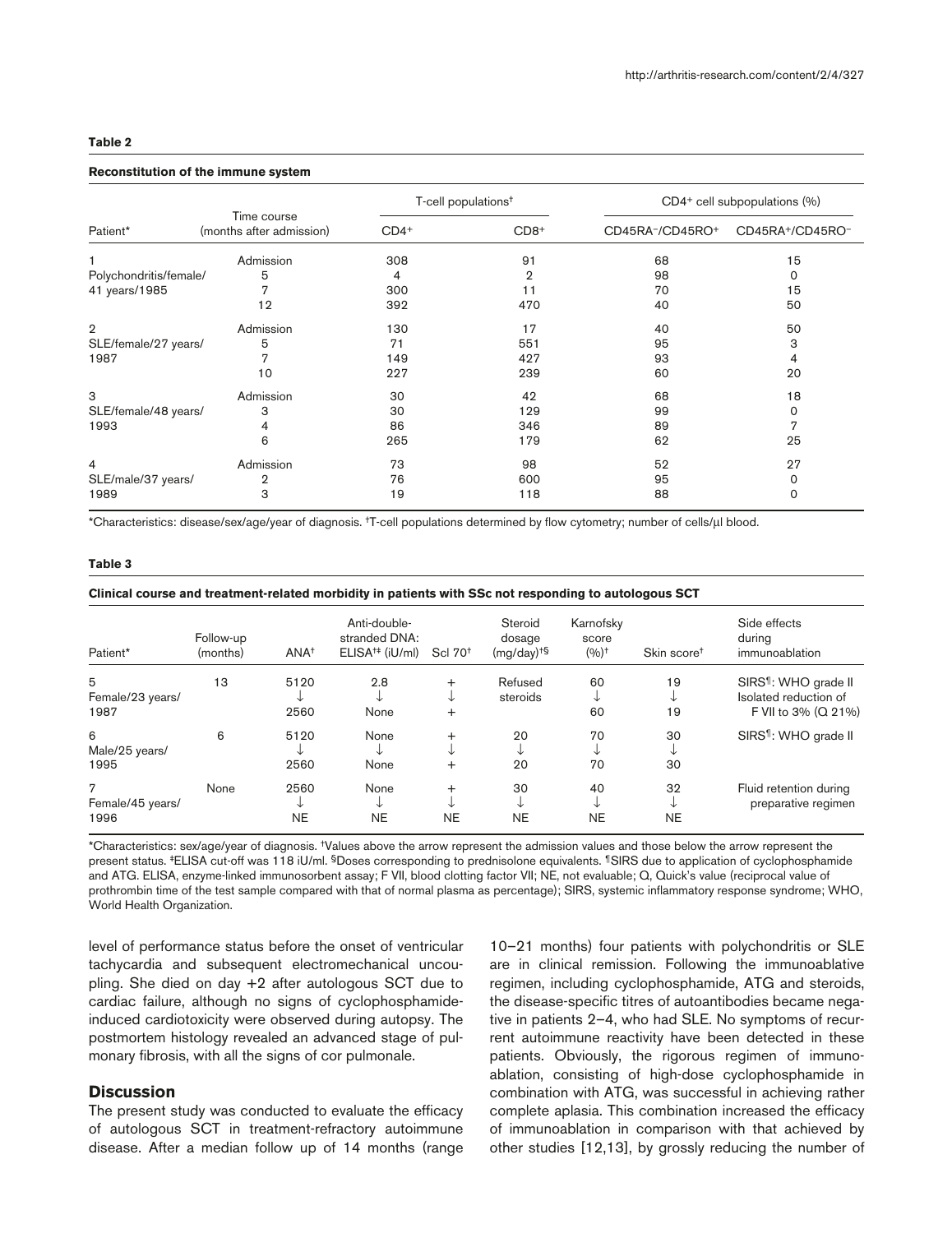**Table 2**

**Reconstitution of the immune system**

| Patient* | Time course (months after admission) | T-cell populations[†] | | CD4[+] cell subpopulations (%) | |
|---|---|---|---|---|---|
| | | CD4[+] | CD8[+] | CD45RA[–]/CD45RO[+] | CD45RA[+]/CD45RO[–] |
| 1 | Admission | 308 | 91 | 68 | 15 |
| Polychondritis/female/ | 5 | 4 | 2 | 98 | 0 |
| 41 years/1985 | 7 | 300 | 11 | 70 | 15 |
| | 12 | 392 | 470 | 40 | 50 |
| 2 | Admission | 130 | 17 | 40 | 50 |
| SLE/female/27 years/ | 5 | 71 | 551 | 95 | 3 |
| 1987 | 7 | 149 | 427 | 93 | 4 |
| | 10 | 227 | 239 | 60 | 20 |
| 3 | Admission | 30 | 42 | 68 | 18 |
| SLE/female/48 years/ | 3 | 30 | 129 | 99 | 0 |
| 1993 | 4 | 86 | 346 | 89 | 7 |
| | 6 | 265 | 179 | 62 | 25 |
| 4 | Admission | 73 | 98 | 52 | 27 |
| SLE/male/37 years/ | 2 | 76 | 600 | 95 | 0 |
| 1989 | 3 | 19 | 118 | 88 | 0 |

*Characteristics: disease/sex/age/year of diagnosis. [†]T-cell populations determined by flow cytometry; number of cells/μl blood.

**Table 3**

**Clinical course and treatment-related morbidity in patients with SSc not responding to autologous SCT**

| Patient* | Follow-up (months) | ANA[†] | Anti-double-stranded DNA: ELISA[†‡] (iU/ml) | Scl 70[†] | Steroid dosage (mg/day)[†§] | Karnofsky score (%)[†] | Skin score[†] | Side effects during immunoablation |
|---|---|---|---|---|---|---|---|---|
| 5 Female/23 years/ 1987 | 13 | 5120 ↓ 2560 | 2.8 ↓ None | + ↓ + | Refused steroids | 60 ↓ 60 | 19 ↓ 19 | SIRS[¶]: WHO grade II Isolated reduction of F VII to 3% (Q 21%) |
| 6 Male/25 years/ 1995 | 6 | 5120 ↓ 2560 | None ↓ None | + ↓ + | 20 ↓ 20 | 70 ↓ 70 | 30 ↓ 30 | SIRS[¶]: WHO grade II |
| 7 Female/45 years/ 1996 | None | 2560 ↓ NE | None ↓ NE | + ↓ NE | 30 ↓ NE | 40 ↓ NE | 32 ↓ NE | Fluid retention during preparative regimen |

*Characteristics: sex/age/year of diagnosis. [†]Values above the arrow represent the admission values and those below the arrow represent the present status. [‡]ELISA cut-off was 118 iU/ml. [§]Doses corresponding to prednisolone equivalents. [¶]SIRS due to application of cyclophosphamide and ATG. ELISA, enzyme-linked immunosorbent assay; F VII, blood clotting factor VII; NE, not evaluable; Q, Quick's value (reciprocal value of prothrombin time of the test sample compared with that of normal plasma as percentage); SIRS, systemic inflammatory response syndrome; WHO, World Health Organization.

level of performance status before the onset of ventricular tachycardia and subsequent electromechanical uncoupling. She died on day +2 after autologous SCT due to cardiac failure, although no signs of cyclophosphamide-induced cardiotoxicity were observed during autopsy. The postmortem histology revealed an advanced stage of pulmonary fibrosis, with all the signs of cor pulmonale.

## Discussion

The present study was conducted to evaluate the efficacy of autologous SCT in treatment-refractory autoimmune disease. After a median follow up of 14 months (range 10–21 months) four patients with polychondritis or SLE are in clinical remission. Following the immunoablative regimen, including cyclophosphamide, ATG and steroids, the disease-specific titres of autoantibodies became negative in patients 2–4, who had SLE. No symptoms of recurrent autoimmune reactivity have been detected in these patients. Obviously, the rigorous regimen of immunoablation, consisting of high-dose cyclophosphamide in combination with ATG, was successful in achieving rather complete aplasia. This combination increased the efficacy of immunoablation in comparison with that achieved by other studies [12,13], by grossly reducing the number of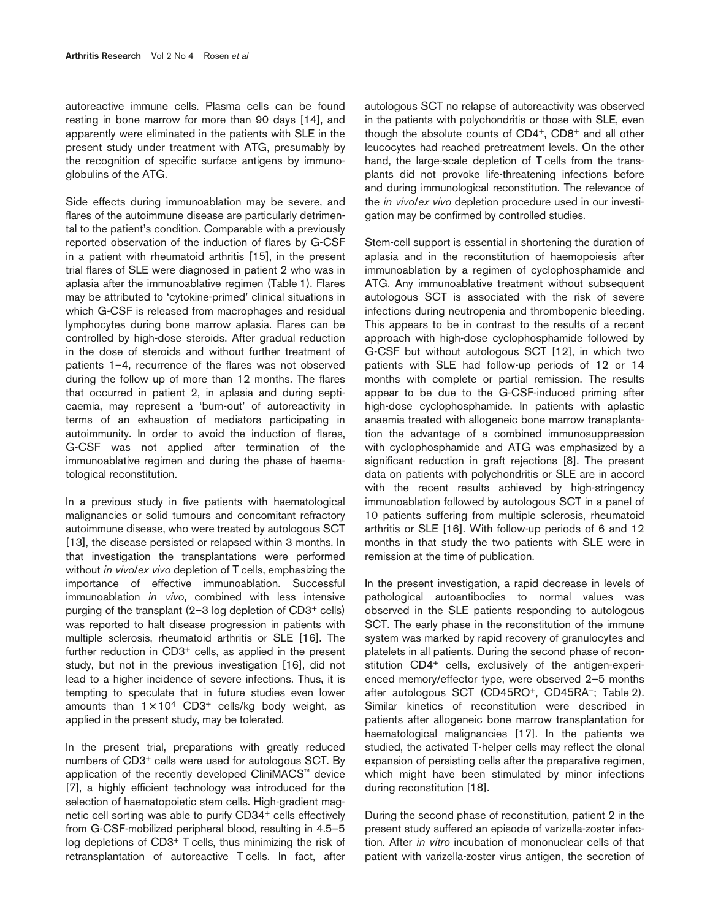autoreactive immune cells. Plasma cells can be found resting in bone marrow for more than 90 days [14], and apparently were eliminated in the patients with SLE in the present study under treatment with ATG, presumably by the recognition of specific surface antigens by immunoglobulins of the ATG.

Side effects during immunoablation may be severe, and flares of the autoimmune disease are particularly detrimental to the patient's condition. Comparable with a previously reported observation of the induction of flares by G-CSF in a patient with rheumatoid arthritis [15], in the present trial flares of SLE were diagnosed in patient 2 who was in aplasia after the immunoablative regimen (Table 1). Flares may be attributed to 'cytokine-primed' clinical situations in which G-CSF is released from macrophages and residual lymphocytes during bone marrow aplasia. Flares can be controlled by high-dose steroids. After gradual reduction in the dose of steroids and without further treatment of patients 1–4, recurrence of the flares was not observed during the follow up of more than 12 months. The flares that occurred in patient 2, in aplasia and during septicaemia, may represent a 'burn-out' of autoreactivity in terms of an exhaustion of mediators participating in autoimmunity. In order to avoid the induction of flares, G-CSF was not applied after termination of the immunoablative regimen and during the phase of haematological reconstitution.

In a previous study in five patients with haematological malignancies or solid tumours and concomitant refractory autoimmune disease, who were treated by autologous SCT [13], the disease persisted or relapsed within 3 months. In that investigation the transplantations were performed without *in vivo*/*ex vivo* depletion of T cells, emphasizing the importance of effective immunoablation. Successful immunoablation *in vivo*, combined with less intensive purging of the transplant (2–3 log depletion of $CD3^+$ cells) was reported to halt disease progression in patients with multiple sclerosis, rheumatoid arthritis or SLE [16]. The further reduction in $CD3^+$ cells, as applied in the present study, but not in the previous investigation [16], did not lead to a higher incidence of severe infections. Thus, it is tempting to speculate that in future studies even lower amounts than $1 \times 10^4$ $CD3^+$ cells/kg body weight, as applied in the present study, may be tolerated.

In the present trial, preparations with greatly reduced numbers of $CD3^+$ cells were used for autologous SCT. By application of the recently developed CliniMACS™ device [7], a highly efficient technology was introduced for the selection of haematopoietic stem cells. High-gradient magnetic cell sorting was able to purify $CD34^+$ cells effectively from G-CSF-mobilized peripheral blood, resulting in 4.5–5 log depletions of $CD3^+$ T cells, thus minimizing the risk of retransplantation of autoreactive T cells. In fact, after autologous SCT no relapse of autoreactivity was observed in the patients with polychondritis or those with SLE, even though the absolute counts of $CD4^+$, $CD8^+$ and all other leucocytes had reached pretreatment levels. On the other hand, the large-scale depletion of T cells from the transplants did not provoke life-threatening infections before and during immunological reconstitution. The relevance of the *in vivo*/*ex vivo* depletion procedure used in our investigation may be confirmed by controlled studies.

Stem-cell support is essential in shortening the duration of aplasia and in the reconstitution of haemopoiesis after immunoablation by a regimen of cyclophosphamide and ATG. Any immunoablative treatment without subsequent autologous SCT is associated with the risk of severe infections during neutropenia and thrombopenic bleeding. This appears to be in contrast to the results of a recent approach with high-dose cyclophosphamide followed by G-CSF but without autologous SCT [12], in which two patients with SLE had follow-up periods of 12 or 14 months with complete or partial remission. The results appear to be due to the G-CSF-induced priming after high-dose cyclophosphamide. In patients with aplastic anaemia treated with allogeneic bone marrow transplantation the advantage of a combined immunosuppression with cyclophosphamide and ATG was emphasized by a significant reduction in graft rejections [8]. The present data on patients with polychondritis or SLE are in accord with the recent results achieved by high-stringency immunoablation followed by autologous SCT in a panel of 10 patients suffering from multiple sclerosis, rheumatoid arthritis or SLE [16]. With follow-up periods of 6 and 12 months in that study the two patients with SLE were in remission at the time of publication.

In the present investigation, a rapid decrease in levels of pathological autoantibodies to normal values was observed in the SLE patients responding to autologous SCT. The early phase in the reconstitution of the immune system was marked by rapid recovery of granulocytes and platelets in all patients. During the second phase of reconstitution $CD4^+$ cells, exclusively of the antigen-experienced memory/effector type, were observed 2–5 months after autologous SCT ($CD45RO^+$, $CD45RA^-$; Table 2). Similar kinetics of reconstitution were described in patients after allogeneic bone marrow transplantation for haematological malignancies [17]. In the patients we studied, the activated T-helper cells may reflect the clonal expansion of persisting cells after the preparative regimen, which might have been stimulated by minor infections during reconstitution [18].

During the second phase of reconstitution, patient 2 in the present study suffered an episode of varizella-zoster infection. After *in vitro* incubation of mononuclear cells of that patient with varizella-zoster virus antigen, the secretion of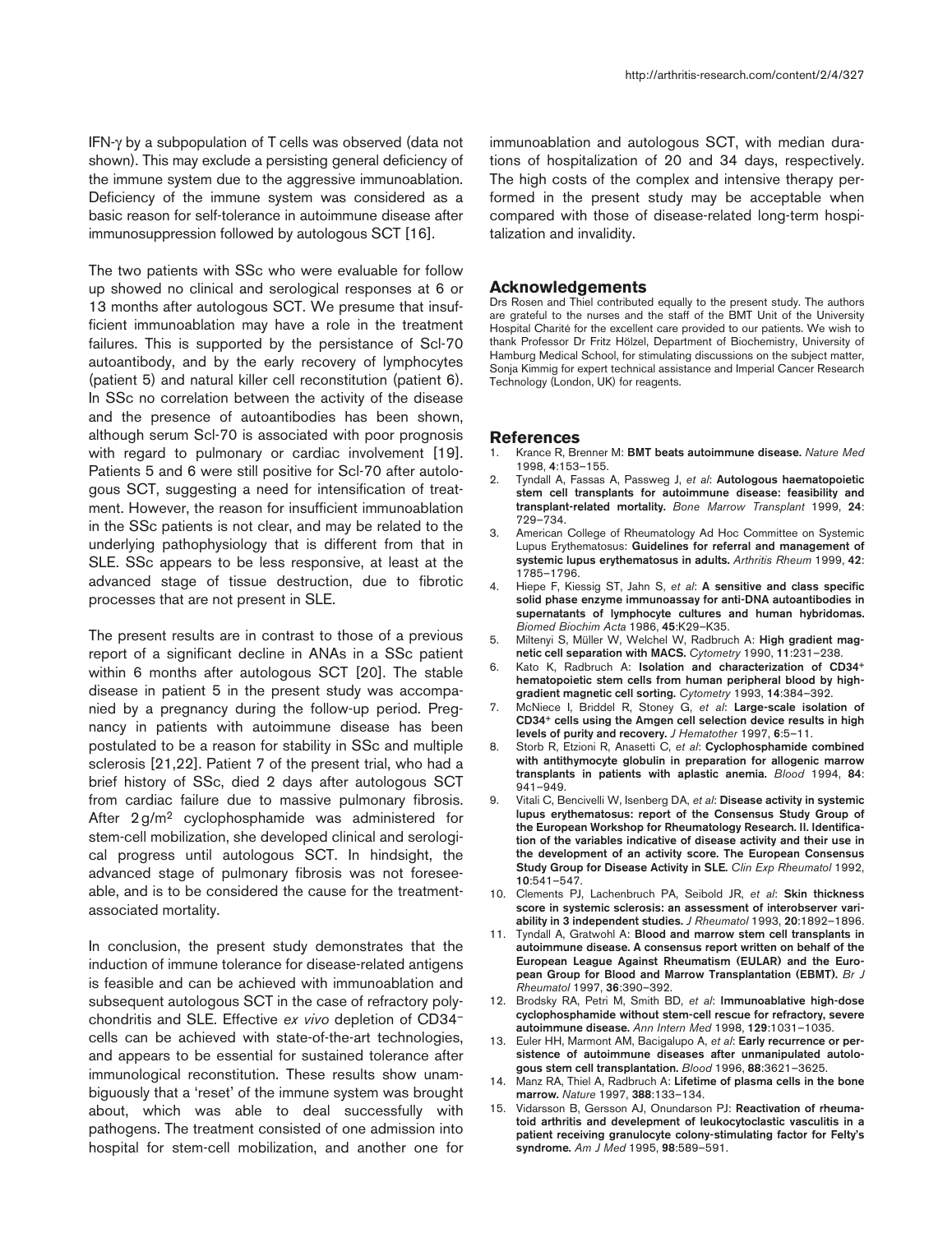IFN-γ by a subpopulation of T cells was observed (data not shown). This may exclude a persisting general deficiency of the immune system due to the aggressive immunoablation. Deficiency of the immune system was considered as a basic reason for self-tolerance in autoimmune disease after immunosuppression followed by autologous SCT [16].

The two patients with SSc who were evaluable for follow up showed no clinical and serological responses at 6 or 13 months after autologous SCT. We presume that insufficient immunoablation may have a role in the treatment failures. This is supported by the persistance of Scl-70 autoantibody, and by the early recovery of lymphocytes (patient 5) and natural killer cell reconstitution (patient 6). In SSc no correlation between the activity of the disease and the presence of autoantibodies has been shown, although serum Scl-70 is associated with poor prognosis with regard to pulmonary or cardiac involvement [19]. Patients 5 and 6 were still positive for Scl-70 after autologous SCT, suggesting a need for intensification of treatment. However, the reason for insufficient immunoablation in the SSc patients is not clear, and may be related to the underlying pathophysiology that is different from that in SLE. SSc appears to be less responsive, at least at the advanced stage of tissue destruction, due to fibrotic processes that are not present in SLE.

The present results are in contrast to those of a previous report of a significant decline in ANAs in a SSc patient within 6 months after autologous SCT [20]. The stable disease in patient 5 in the present study was accompanied by a pregnancy during the follow-up period. Pregnancy in patients with autoimmune disease has been postulated to be a reason for stability in SSc and multiple sclerosis [21,22]. Patient 7 of the present trial, who had a brief history of SSc, died 2 days after autologous SCT from cardiac failure due to massive pulmonary fibrosis. After $2\,g/m^2$ cyclophosphamide was administered for stem-cell mobilization, she developed clinical and serological progress until autologous SCT. In hindsight, the advanced stage of pulmonary fibrosis was not foreseeable, and is to be considered the cause for the treatment-associated mortality.

In conclusion, the present study demonstrates that the induction of immune tolerance for disease-related antigens is feasible and can be achieved with immunoablation and subsequent autologous SCT in the case of refractory polychondritis and SLE. Effective *ex vivo* depletion of $CD34^-$ cells can be achieved with state-of-the-art technologies, and appears to be essential for sustained tolerance after immunological reconstitution. These results show unambiguously that a 'reset' of the immune system was brought about, which was able to deal successfully with pathogens. The treatment consisted of one admission into hospital for stem-cell mobilization, and another one for immunoablation and autologous SCT, with median durations of hospitalization of 20 and 34 days, respectively. The high costs of the complex and intensive therapy performed in the present study may be acceptable when compared with those of disease-related long-term hospitalization and invalidity.

## Acknowledgements

Drs Rosen and Thiel contributed equally to the present study. The authors are grateful to the nurses and the staff of the BMT Unit of the University Hospital Charité for the excellent care provided to our patients. We wish to thank Professor Dr Fritz Hölzel, Department of Biochemistry, University of Hamburg Medical School, for stimulating discussions on the subject matter, Sonja Kimmig for expert technical assistance and Imperial Cancer Research Technology (London, UK) for reagents.

## References

1. Krance R, Brenner M: **BMT beats autoimmune disease.** *Nature Med* 1998, **4**:153–155.
2. Tyndall A, Fassas A, Passweg J, *et al*: **Autologous haematopoietic stem cell transplants for autoimmune disease: feasibility and transplant-related mortality.** *Bone Marrow Transplant* 1999, **24**: 729–734.
3. American College of Rheumatology Ad Hoc Committee on Systemic Lupus Erythematosus: **Guidelines for referral and management of systemic lupus erythematosus in adults.** *Arthritis Rheum* 1999, **42**: 1785–1796.
4. Hiepe F, Kiessig ST, Jahn S, *et al*: **A sensitive and class specific solid phase enzyme immunoassay for anti-DNA autoantibodies in supernatants of lymphocyte cultures and human hybridomas.** *Biomed Biochim Acta* 1986, **45**:K29–K35.
5. Miltenyi S, Müller W, Welchel W, Radbruch A: **High gradient magnetic cell separation with MACS.** *Cytometry* 1990, **11**:231–238.
6. Kato K, Radbruch A: **Isolation and characterization of $CD34^+$ hematopoietic stem cells from human peripheral blood by high-gradient magnetic cell sorting.** *Cytometry* 1993, **14**:384–392.
7. McNiece I, Briddel R, Stoney G, *et al*: **Large-scale isolation of $CD34^+$ cells using the Amgen cell selection device results in high levels of purity and recovery.** *J Hematother* 1997, **6**:5–11.
8. Storb R, Etzioni R, Anasetti C, *et al*: **Cyclophosphamide combined with antithymocyte globulin in preparation for allogenic marrow transplants in patients with aplastic anemia.** *Blood* 1994, **84**: 941–949.
9. Vitali C, Bencivelli W, Isenberg DA, *et al*: **Disease activity in systemic lupus erythematosus: report of the Consensus Study Group of the European Workshop for Rheumatology Research. II. Identification of the variables indicative of disease activity and their use in the development of an activity score. The European Consensus Study Group for Disease Activity in SLE.** *Clin Exp Rheumatol* 1992, **10**:541–547.
10. Clements PJ, Lachenbruch PA, Seibold JR, *et al*: **Skin thickness score in systemic sclerosis: an assessment of interobserver variability in 3 independent studies.** *J Rheumatol* 1993, **20**:1892–1896.
11. Tyndall A, Gratwohl A: **Blood and marrow stem cell transplants in autoimmune disease. A consensus report written on behalf of the European League Against Rheumatism (EULAR) and the European Group for Blood and Marrow Transplantation (EBMT).** *Br J Rheumatol* 1997, **36**:390–392.
12. Brodsky RA, Petri M, Smith BD, *et al*: **Immunoablative high-dose cyclophosphamide without stem-cell rescue for refractory, severe autoimmune disease.** *Ann Intern Med* 1998, **129**:1031–1035.
13. Euler HH, Marmont AM, Bacigalupo A, *et al*: **Early recurrence or persistence of autoimmune diseases after unmanipulated autologous stem cell transplantation.** *Blood* 1996, **88**:3621–3625.
14. Manz RA, Thiel A, Radbruch A: **Lifetime of plasma cells in the bone marrow.** *Nature* 1997, **388**:133–134.
15. Vidarsson B, Gersson AJ, Onundarson PJ: **Reactivation of rheumatoid arthritis and develepment of leukocytoclastic vasculitis in a patient receiving granulocyte colony-stimulating factor for Felty's syndrome.** *Am J Med* 1995, **98**:589–591.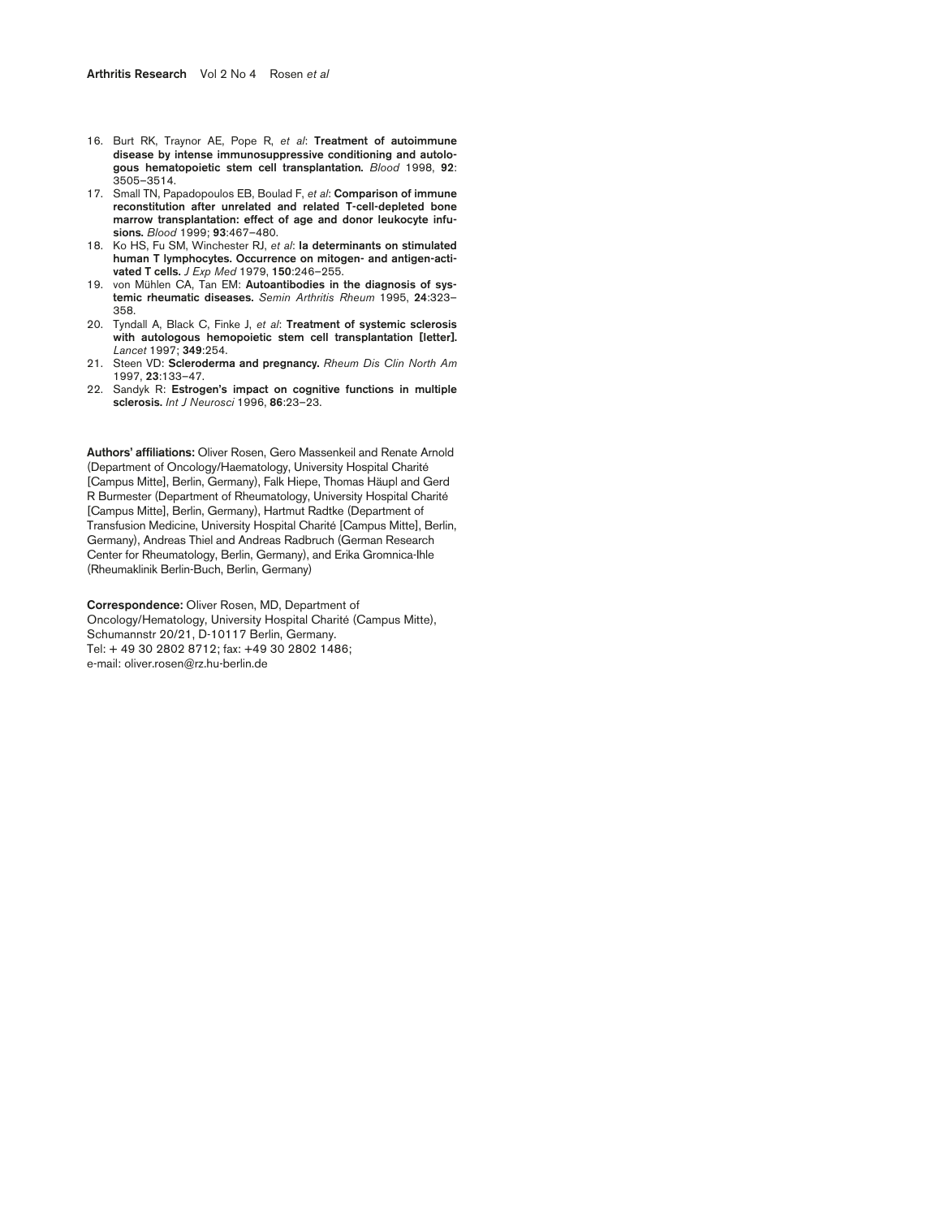16. Burt RK, Traynor AE, Pope R, *et al*: **Treatment of autoimmune disease by intense immunosuppressive conditioning and autologous hematopoietic stem cell transplantation.** *Blood* 1998, **92**: 3505–3514.
17. Small TN, Papadopoulos EB, Boulad F, *et al*: **Comparison of immune reconstitution after unrelated and related T-cell-depleted bone marrow transplantation: effect of age and donor leukocyte infusions.** *Blood* 1999; **93**:467–480.
18. Ko HS, Fu SM, Winchester RJ, *et al*: **Ia determinants on stimulated human T lymphocytes. Occurrence on mitogen- and antigen-activated T cells.** *J Exp Med* 1979, **150**:246–255.
19. von Mühlen CA, Tan EM: **Autoantibodies in the diagnosis of systemic rheumatic diseases.** *Semin Arthritis Rheum* 1995, **24**:323–358.
20. Tyndall A, Black C, Finke J, *et al*: **Treatment of systemic sclerosis with autologous hemopoietic stem cell transplantation [letter].** *Lancet* 1997; **349**:254.
21. Steen VD: **Scleroderma and pregnancy.** *Rheum Dis Clin North Am* 1997, **23**:133–47.
22. Sandyk R: **Estrogen's impact on cognitive functions in multiple sclerosis.** *Int J Neurosci* 1996, **86**:23–23.

**Authors' affiliations:** Oliver Rosen, Gero Massenkeil and Renate Arnold (Department of Oncology/Haematology, University Hospital Charité [Campus Mitte], Berlin, Germany), Falk Hiepe, Thomas Häupl and Gerd R Burmester (Department of Rheumatology, University Hospital Charité [Campus Mitte], Berlin, Germany), Hartmut Radtke (Department of Transfusion Medicine, University Hospital Charité [Campus Mitte], Berlin, Germany), Andreas Thiel and Andreas Radbruch (German Research Center for Rheumatology, Berlin, Germany), and Erika Gromnica-Ihle (Rheumaklinik Berlin-Buch, Berlin, Germany)

**Correspondence:** Oliver Rosen, MD, Department of Oncology/Hematology, University Hospital Charité (Campus Mitte), Schumannstr 20/21, D-10117 Berlin, Germany.
Tel: + 49 30 2802 8712; fax: +49 30 2802 1486;
e-mail: oliver.rosen@rz.hu-berlin.de